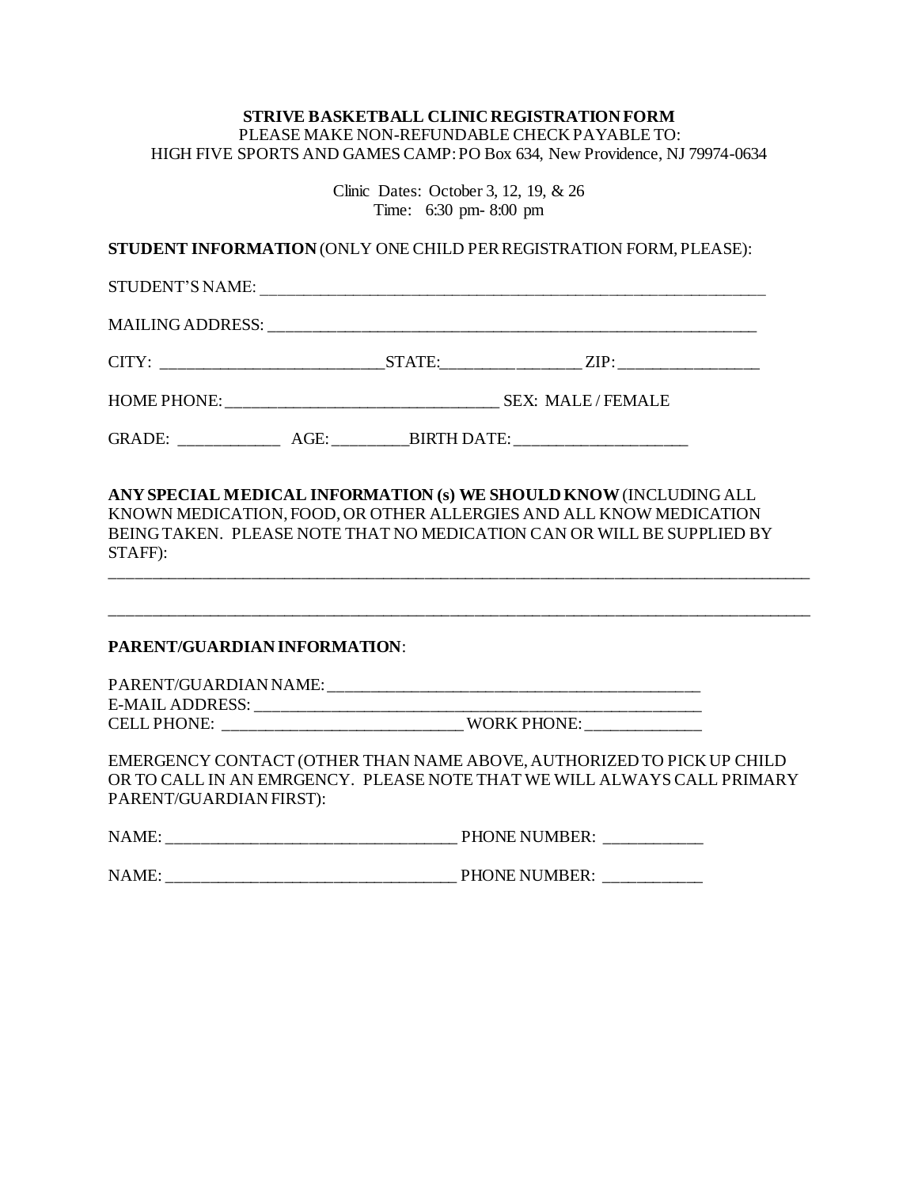**STRIVE BASKETBALL CLINIC REGISTRATION FORM**
PLEASE MAKE NON-REFUNDABLE CHECK PAYABLE TO:
HIGH FIVE SPORTS AND GAMES CAMP: PO Box 634, New Providence, NJ 79974-0634

Clinic Dates: October 3, 12, 19, & 26
Time: 6:30 pm- 8:00 pm

**STUDENT INFORMATION** (ONLY ONE CHILD PER REGISTRATION FORM, PLEASE):

STUDENT'S NAME: ___________________________________________________________

MAILING ADDRESS: __________________________________________________________

CITY: __________________________STATE:________________ ZIP: ________________

HOME PHONE: ________________________________ SEX: MALE / FEMALE

GRADE: ____________ AGE: _________BIRTH DATE: ____________________

**ANY SPECIAL MEDICAL INFORMATION (s) WE SHOULD KNOW** (INCLUDING ALL KNOWN MEDICATION, FOOD, OR OTHER ALLERGIES AND ALL KNOW MEDICATION BEING TAKEN. PLEASE NOTE THAT NO MEDICATION CAN OR WILL BE SUPPLIED BY STAFF):

___________________________________________________________________________________

___________________________________________________________________________________

**PARENT/GUARDIAN INFORMATION**:

PARENT/GUARDIAN NAME: ____________________________________________
E-MAIL ADDRESS: _________________________________________________
CELL PHONE: ____________________________ WORK PHONE: _____________

EMERGENCY CONTACT (OTHER THAN NAME ABOVE, AUTHORIZED TO PICK UP CHILD OR TO CALL IN AN EMRGENCY. PLEASE NOTE THAT WE WILL ALWAYS CALL PRIMARY PARENT/GUARDIAN FIRST):

NAME: __________________________________ PHONE NUMBER: ____________

NAME: __________________________________ PHONE NUMBER: ____________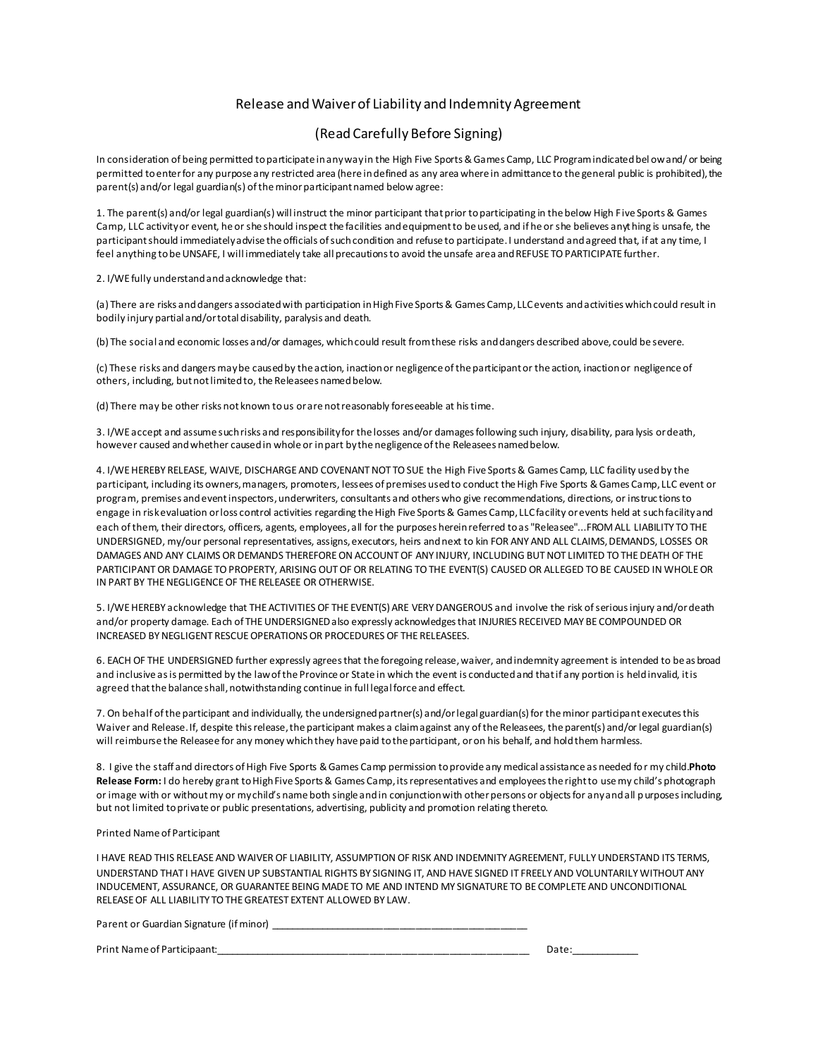# Release and Waiver of Liability and Indemnity Agreement

## (Read Carefully Before Signing)

In consideration of being permitted to participate in any way in the High Five Sports & Games Camp, LLC Program indicated below and/ or being permitted to enter for any purpose any restricted area (here in defined as any area where in admittance to the general public is prohibited), the parent(s) and/or legal guardian(s) of the minor participant named below agree:

1. The parent(s) and/or legal guardian(s) will instruct the minor participant that prior to participating in the below High Five Sports & Games Camp, LLC activity or event, he or she should inspect the facilities and equipment to be used, and if he or she believes anything is unsafe, the participant should immediately advise the officials of such condition and refuse to participate. I understand and agreed that, if at any time, I feel anything to be UNSAFE, I will immediately take all precautions to avoid the unsafe area and REFUSE TO PARTICIPATE further.

2. I/WE fully understand and acknowledge that:

(a) There are risks and dangers associated with participation in High Five Sports & Games Camp, LLC events and activities which could result in bodily injury partial and/or total disability, paralysis and death.

(b) The social and economic losses and/or damages, which could result from these risks and dangers described above, could be severe.

(c) These risks and dangers may be caused by the action, inaction or negligence of the participant or the action, inaction or negligence of others, including, but not limited to, the Releasees named below.

(d) There may be other risks not known to us or are not reasonably foreseeable at his time.

3. I/WE accept and assume such risks and responsibility for the losses and/or damages following such injury, disability, paralysis or death, however caused and whether caused in whole or in part by the negligence of the Releasees named below.

4. I/WE HEREBY RELEASE, WAIVE, DISCHARGE AND COVENANT NOT TO SUE the High Five Sports & Games Camp, LLC facility used by the participant, including its owners, managers, promoters, lessees of premises used to conduct the High Five Sports & Games Camp, LLC event or program, premises and event inspectors, underwriters, consultants and others who give recommendations, directions, or instructions to engage in risk evaluation or loss control activities regarding the High Five Sports & Games Camp, LLC facility or events held at such facility and each of them, their directors, officers, agents, employees, all for the purposes herein referred to as "Releasee"...FROM ALL LIABILITY TO THE UNDERSIGNED, my/our personal representatives, assigns, executors, heirs and next to kin FOR ANY AND ALL CLAIMS, DEMANDS, LOSSES OR DAMAGES AND ANY CLAIMS OR DEMANDS THEREFORE ON ACCOUNT OF ANY INJURY, INCLUDING BUT NOT LIMITED TO THE DEATH OF THE PARTICIPANT OR DAMAGE TO PROPERTY, ARISING OUT OF OR RELATING TO THE EVENT(S) CAUSED OR ALLEGED TO BE CAUSED IN WHOLE OR IN PART BY THE NEGLIGENCE OF THE RELEASEE OR OTHERWISE.

5. I/WE HEREBY acknowledge that THE ACTIVITIES OF THE EVENT(S) ARE VERY DANGEROUS and involve the risk of serious injury and/or death and/or property damage. Each of THE UNDERSIGNED also expressly acknowledges that INJURIES RECEIVED MAY BE COMPOUNDED OR INCREASED BY NEGLIGENT RESCUE OPERATIONS OR PROCEDURES OF THE RELEASEES.

6. EACH OF THE UNDERSIGNED further expressly agrees that the foregoing release, waiver, and indemnity agreement is intended to be as broad and inclusive as is permitted by the law of the Province or State in which the event is conducted and that if any portion is held invalid, it is agreed that the balance shall, notwithstanding continue in full legal force and effect.

7. On behalf of the participant and individually, the undersigned partner(s) and/or legal guardian(s) for the minor participant executes this Waiver and Release. If, despite this release, the participant makes a claim against any of the Releasees, the parent(s) and/or legal guardian(s) will reimburse the Releasee for any money which they have paid to the participant, or on his behalf, and hold them harmless.

8. I give the staff and directors of High Five Sports & Games Camp permission to provide any medical assistance as needed for my child. **Photo Release Form:** I do hereby grant to High Five Sports & Games Camp, its representatives and employees the right to use my child's photograph or image with or without my or my child's name both single and in conjunction with other persons or objects for any and all purposes including, but not limited to private or public presentations, advertising, publicity and promotion relating thereto.

Printed Name of Participant

I HAVE READ THIS RELEASE AND WAIVER OF LIABILITY, ASSUMPTION OF RISK AND INDEMNITY AGREEMENT, FULLY UNDERSTAND ITS TERMS, UNDERSTAND THAT I HAVE GIVEN UP SUBSTANTIAL RIGHTS BY SIGNING IT, AND HAVE SIGNED IT FREELY AND VOLUNTARILY WITHOUT ANY INDUCEMENT, ASSURANCE, OR GUARANTEE BEING MADE TO ME AND INTEND MY SIGNATURE TO BE COMPLETE AND UNCONDITIONAL RELEASE OF ALL LIABILITY TO THE GREATEST EXTENT ALLOWED BY LAW.

Parent or Guardian Signature (if minor) _______________________________________________

Print Name of Participaant:_________________________________________________________ Date:____________